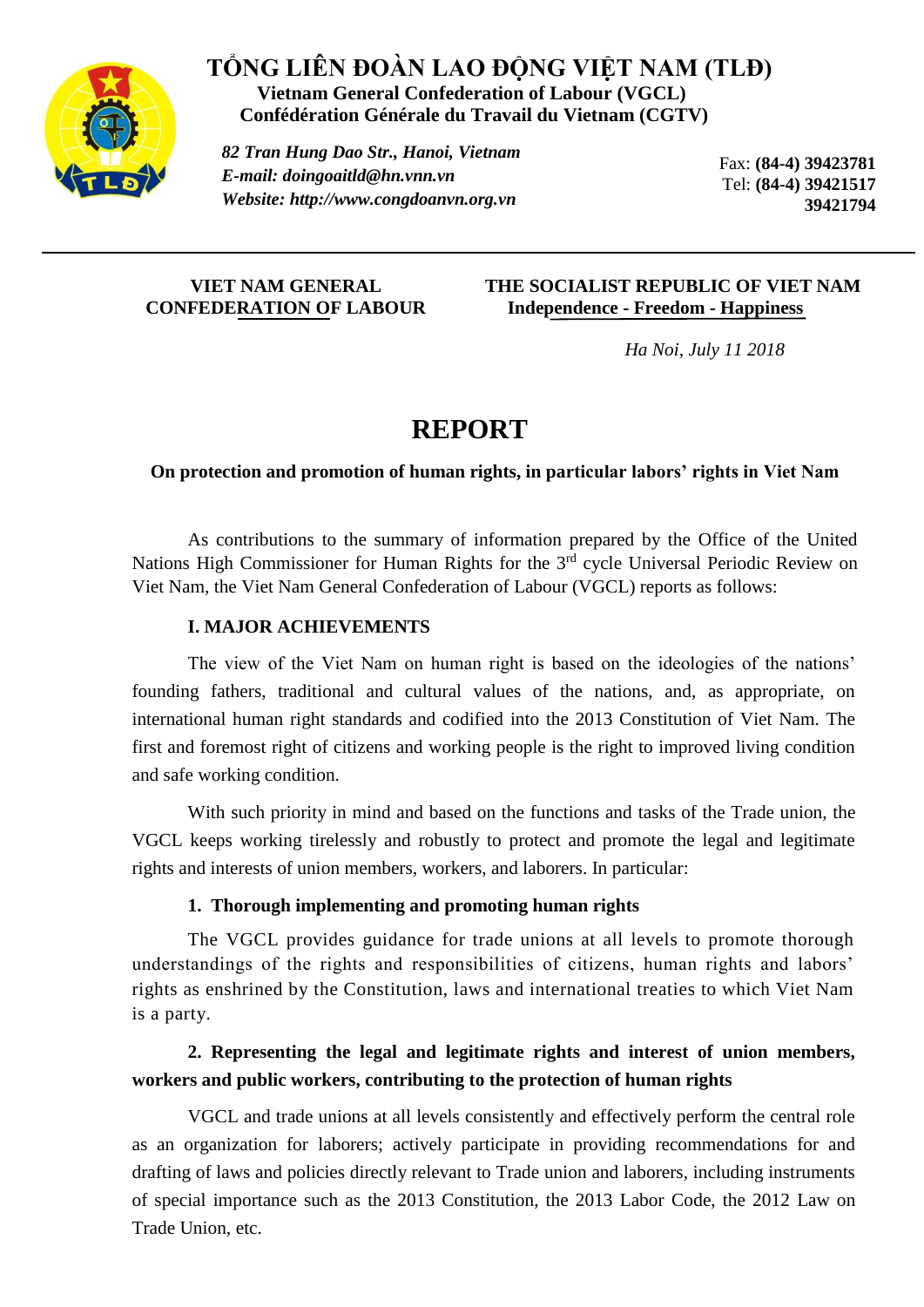**TỔNG LIÊN ĐOÀN LAO ĐỘNG VIỆT NAM (TLĐ)**
**Vietnam General Confederation of Labour (VGCL)**
**Confédération Générale du Travail du Vietnam (CGTV)**

***82 Tran Hung Dao Str., Hanoi, Vietnam***
***E-mail: doingoaitld@hn.vnn.vn***
***Website: http://www.congdoanvn.org.vn***

Fax: **(84-4) 39423781**
Tel: **(84-4) 39421517**
**39421794**

---

**VIET NAM GENERAL CONFEDERATION OF LABOUR**

**THE SOCIALIST REPUBLIC OF VIET NAM**
**Independence - Freedom - Happiness**

*Ha Noi, July 11 2018*

# REPORT

**On protection and promotion of human rights, in particular labors' rights in Viet Nam**

As contributions to the summary of information prepared by the Office of the United Nations High Commissioner for Human Rights for the 3rd cycle Universal Periodic Review on Viet Nam, the Viet Nam General Confederation of Labour (VGCL) reports as follows:

## I. MAJOR ACHIEVEMENTS

The view of the Viet Nam on human right is based on the ideologies of the nations' founding fathers, traditional and cultural values of the nations, and, as appropriate, on international human right standards and codified into the 2013 Constitution of Viet Nam. The first and foremost right of citizens and working people is the right to improved living condition and safe working condition.

With such priority in mind and based on the functions and tasks of the Trade union, the VGCL keeps working tirelessly and robustly to protect and promote the legal and legitimate rights and interests of union members, workers, and laborers. In particular:

### 1. Thorough implementing and promoting human rights

The VGCL provides guidance for trade unions at all levels to promote thorough understandings of the rights and responsibilities of citizens, human rights and labors' rights as enshrined by the Constitution, laws and international treaties to which Viet Nam is a party.

### 2. Representing the legal and legitimate rights and interest of union members, workers and public workers, contributing to the protection of human rights

VGCL and trade unions at all levels consistently and effectively perform the central role as an organization for laborers; actively participate in providing recommendations for and drafting of laws and policies directly relevant to Trade union and laborers, including instruments of special importance such as the 2013 Constitution, the 2013 Labor Code, the 2012 Law on Trade Union, etc.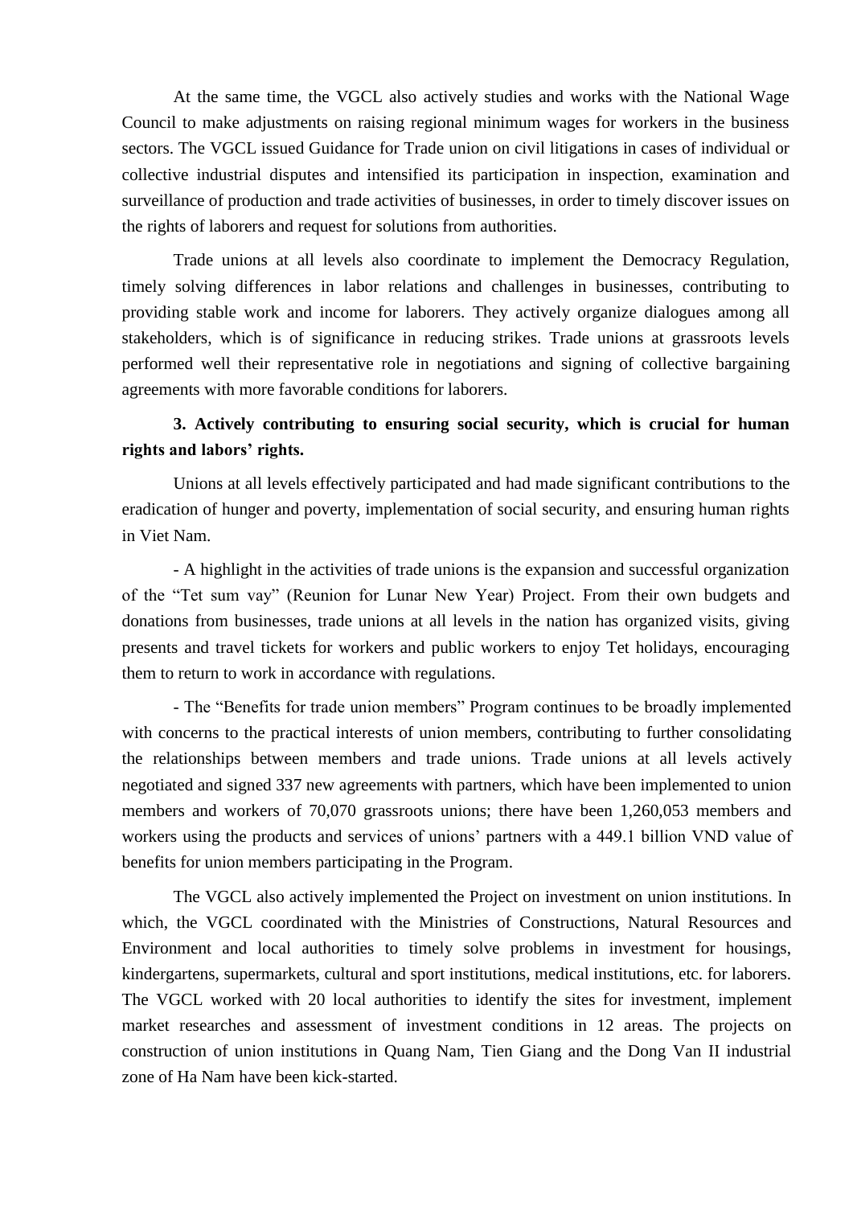At the same time, the VGCL also actively studies and works with the National Wage Council to make adjustments on raising regional minimum wages for workers in the business sectors. The VGCL issued Guidance for Trade union on civil litigations in cases of individual or collective industrial disputes and intensified its participation in inspection, examination and surveillance of production and trade activities of businesses, in order to timely discover issues on the rights of laborers and request for solutions from authorities.

Trade unions at all levels also coordinate to implement the Democracy Regulation, timely solving differences in labor relations and challenges in businesses, contributing to providing stable work and income for laborers. They actively organize dialogues among all stakeholders, which is of significance in reducing strikes. Trade unions at grassroots levels performed well their representative role in negotiations and signing of collective bargaining agreements with more favorable conditions for laborers.

**3. Actively contributing to ensuring social security, which is crucial for human rights and labors' rights.**

Unions at all levels effectively participated and had made significant contributions to the eradication of hunger and poverty, implementation of social security, and ensuring human rights in Viet Nam.

- A highlight in the activities of trade unions is the expansion and successful organization of the "Tet sum vay" (Reunion for Lunar New Year) Project. From their own budgets and donations from businesses, trade unions at all levels in the nation has organized visits, giving presents and travel tickets for workers and public workers to enjoy Tet holidays, encouraging them to return to work in accordance with regulations.

- The "Benefits for trade union members" Program continues to be broadly implemented with concerns to the practical interests of union members, contributing to further consolidating the relationships between members and trade unions. Trade unions at all levels actively negotiated and signed 337 new agreements with partners, which have been implemented to union members and workers of 70,070 grassroots unions; there have been 1,260,053 members and workers using the products and services of unions' partners with a 449.1 billion VND value of benefits for union members participating in the Program.

The VGCL also actively implemented the Project on investment on union institutions. In which, the VGCL coordinated with the Ministries of Constructions, Natural Resources and Environment and local authorities to timely solve problems in investment for housings, kindergartens, supermarkets, cultural and sport institutions, medical institutions, etc. for laborers. The VGCL worked with 20 local authorities to identify the sites for investment, implement market researches and assessment of investment conditions in 12 areas. The projects on construction of union institutions in Quang Nam, Tien Giang and the Dong Van II industrial zone of Ha Nam have been kick-started.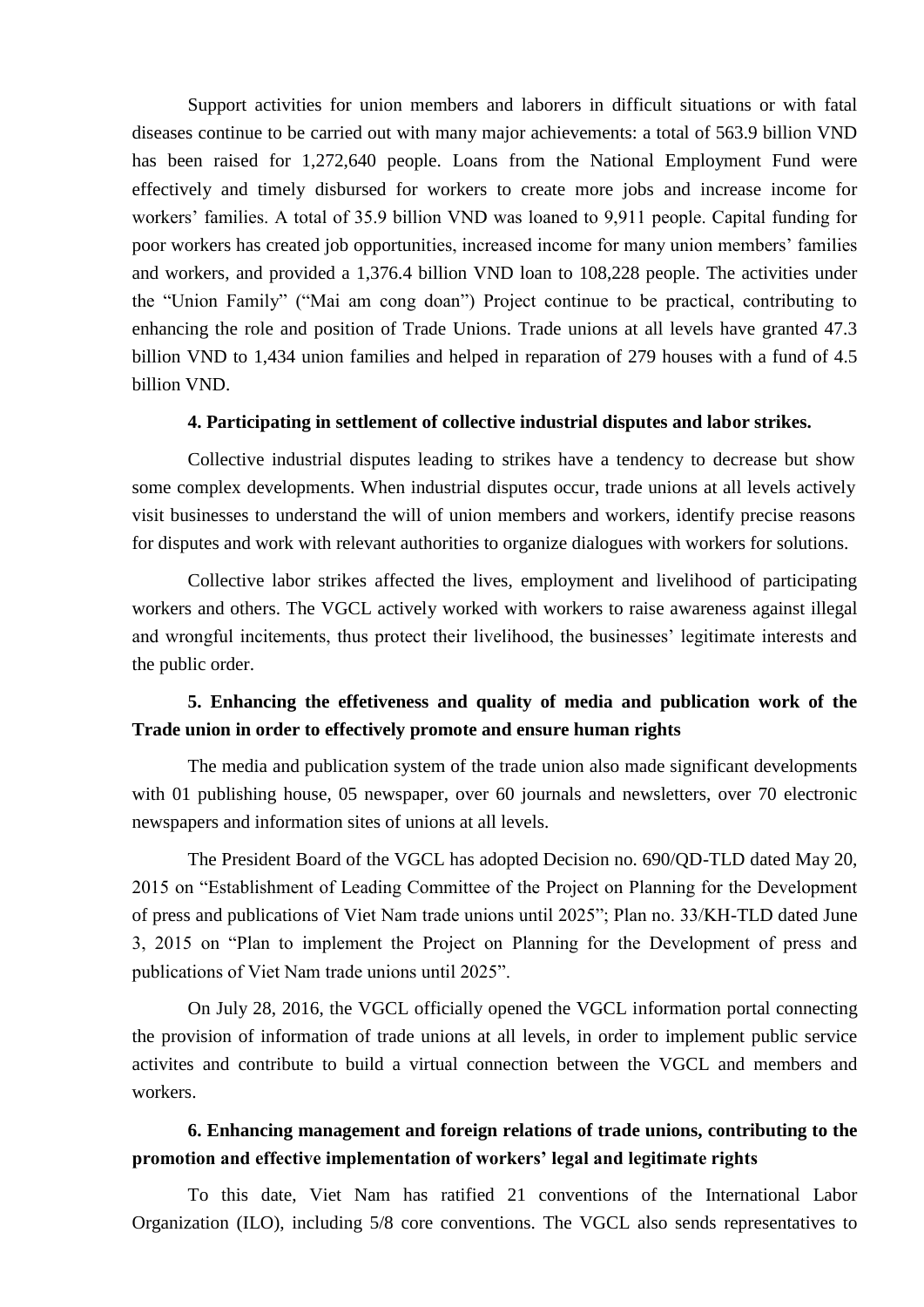Support activities for union members and laborers in difficult situations or with fatal diseases continue to be carried out with many major achievements: a total of 563.9 billion VND has been raised for 1,272,640 people. Loans from the National Employment Fund were effectively and timely disbursed for workers to create more jobs and increase income for workers' families. A total of 35.9 billion VND was loaned to 9,911 people. Capital funding for poor workers has created job opportunities, increased income for many union members' families and workers, and provided a 1,376.4 billion VND loan to 108,228 people. The activities under the "Union Family" ("Mai am cong doan") Project continue to be practical, contributing to enhancing the role and position of Trade Unions. Trade unions at all levels have granted 47.3 billion VND to 1,434 union families and helped in reparation of 279 houses with a fund of 4.5 billion VND.

**4. Participating in settlement of collective industrial disputes and labor strikes.**

Collective industrial disputes leading to strikes have a tendency to decrease but show some complex developments. When industrial disputes occur, trade unions at all levels actively visit businesses to understand the will of union members and workers, identify precise reasons for disputes and work with relevant authorities to organize dialogues with workers for solutions.

Collective labor strikes affected the lives, employment and livelihood of participating workers and others. The VGCL actively worked with workers to raise awareness against illegal and wrongful incitements, thus protect their livelihood, the businesses' legitimate interests and the public order.

**5. Enhancing the effetiveness and quality of media and publication work of the Trade union in order to effectively promote and ensure human rights**

The media and publication system of the trade union also made significant developments with 01 publishing house, 05 newspaper, over 60 journals and newsletters, over 70 electronic newspapers and information sites of unions at all levels.

The President Board of the VGCL has adopted Decision no. 690/QD-TLD dated May 20, 2015 on "Establishment of Leading Committee of the Project on Planning for the Development of press and publications of Viet Nam trade unions until 2025"; Plan no. 33/KH-TLD dated June 3, 2015 on "Plan to implement the Project on Planning for the Development of press and publications of Viet Nam trade unions until 2025".

On July 28, 2016, the VGCL officially opened the VGCL information portal connecting the provision of information of trade unions at all levels, in order to implement public service activites and contribute to build a virtual connection between the VGCL and members and workers.

**6. Enhancing management and foreign relations of trade unions, contributing to the promotion and effective implementation of workers' legal and legitimate rights**

To this date, Viet Nam has ratified 21 conventions of the International Labor Organization (ILO), including 5/8 core conventions. The VGCL also sends representatives to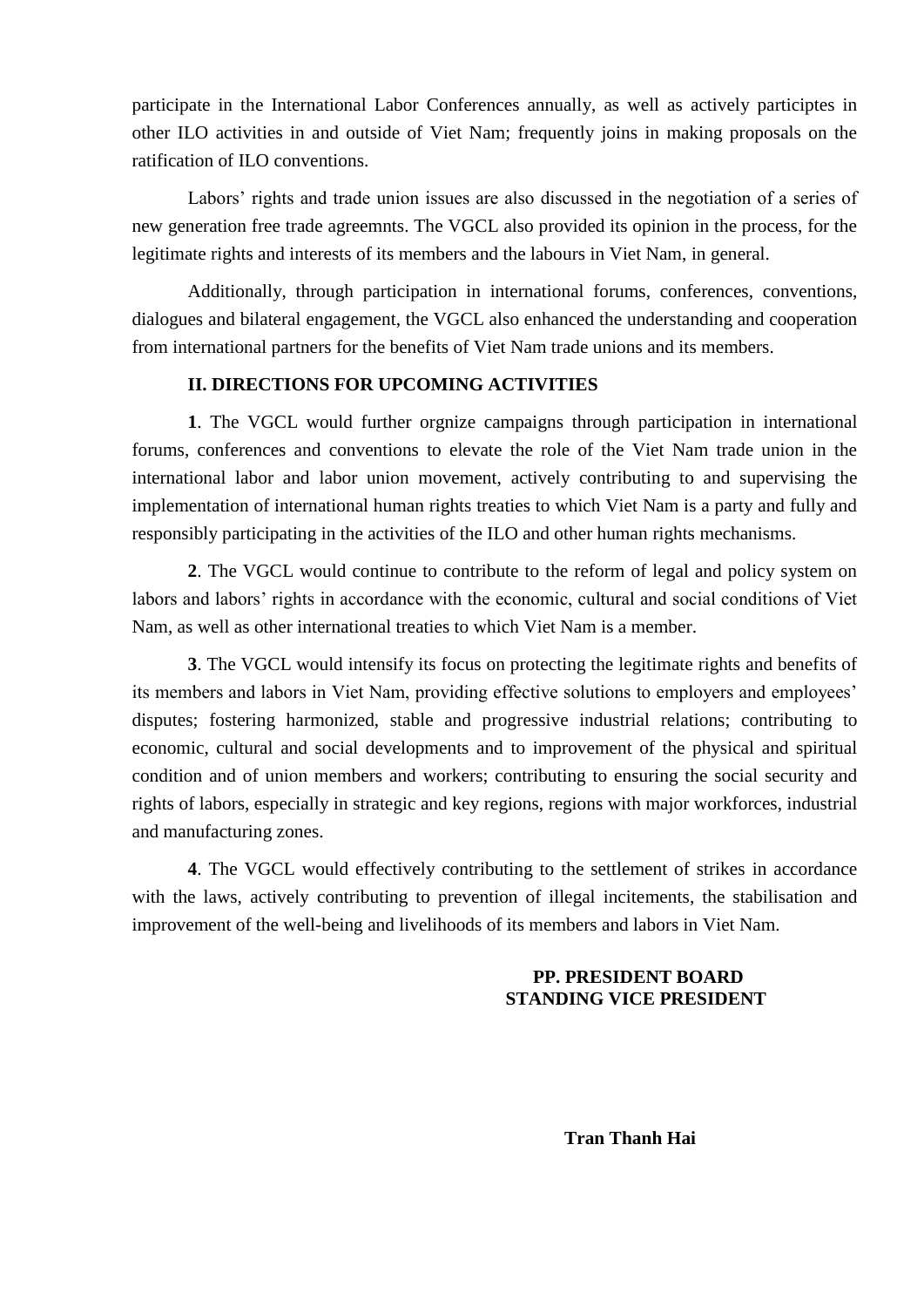participate in the International Labor Conferences annually, as well as actively participtes in other ILO activities in and outside of Viet Nam; frequently joins in making proposals on the ratification of ILO conventions.

Labors' rights and trade union issues are also discussed in the negotiation of a series of new generation free trade agreemnts. The VGCL also provided its opinion in the process, for the legitimate rights and interests of its members and the labours in Viet Nam, in general.

Additionally, through participation in international forums, conferences, conventions, dialogues and bilateral engagement, the VGCL also enhanced the understanding and cooperation from international partners for the benefits of Viet Nam trade unions and its members.

**II. DIRECTIONS FOR UPCOMING ACTIVITIES**

**1**. The VGCL would further orgnize campaigns through participation in international forums, conferences and conventions to elevate the role of the Viet Nam trade union in the international labor and labor union movement, actively contributing to and supervising the implementation of international human rights treaties to which Viet Nam is a party and fully and responsibly participating in the activities of the ILO and other human rights mechanisms.

**2**. The VGCL would continue to contribute to the reform of legal and policy system on labors and labors' rights in accordance with the economic, cultural and social conditions of Viet Nam, as well as other international treaties to which Viet Nam is a member.

**3**. The VGCL would intensify its focus on protecting the legitimate rights and benefits of its members and labors in Viet Nam, providing effective solutions to employers and employees' disputes; fostering harmonized, stable and progressive industrial relations; contributing to economic, cultural and social developments and to improvement of the physical and spiritual condition and of union members and workers; contributing to ensuring the social security and rights of labors, especially in strategic and key regions, regions with major workforces, industrial and manufacturing zones.

**4**. The VGCL would effectively contributing to the settlement of strikes in accordance with the laws, actively contributing to prevention of illegal incitements, the stabilisation and improvement of the well-being and livelihoods of its members and labors in Viet Nam.

**PP. PRESIDENT BOARD**
**STANDING VICE PRESIDENT**

**Tran Thanh Hai**